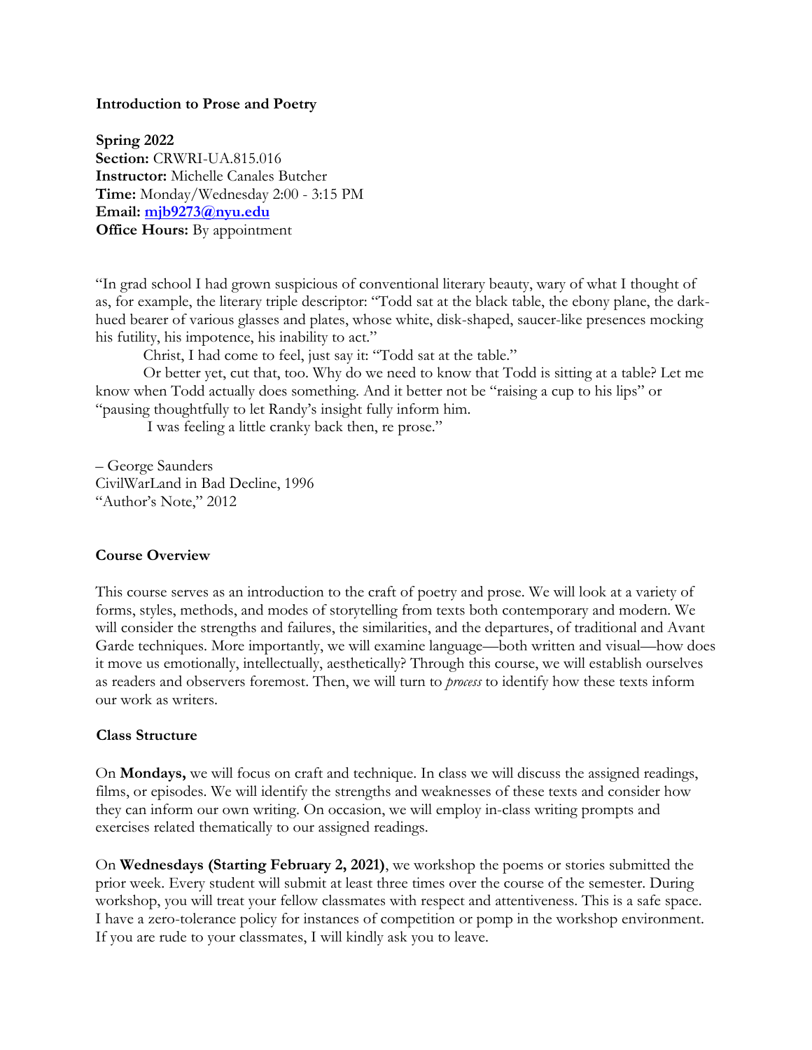**Introduction to Prose and Poetry**

**Spring 2022**
**Section:** CRWRI-UA.815.016
**Instructor:** Michelle Canales Butcher
**Time:** Monday/Wednesday 2:00 - 3:15 PM
**Email:** **mjb9273@nyu.edu**
**Office Hours:** By appointment

"In grad school I had grown suspicious of conventional literary beauty, wary of what I thought of as, for example, the literary triple descriptor: "Todd sat at the black table, the ebony plane, the dark-hued bearer of various glasses and plates, whose white, disk-shaped, saucer-like presences mocking his futility, his impotence, his inability to act."

Christ, I had come to feel, just say it: "Todd sat at the table."

Or better yet, cut that, too. Why do we need to know that Todd is sitting at a table? Let me know when Todd actually does something. And it better not be "raising a cup to his lips" or "pausing thoughtfully to let Randy's insight fully inform him.

I was feeling a little cranky back then, re prose."

– George Saunders
CivilWarLand in Bad Decline, 1996
"Author's Note," 2012

**Course Overview**

This course serves as an introduction to the craft of poetry and prose. We will look at a variety of forms, styles, methods, and modes of storytelling from texts both contemporary and modern. We will consider the strengths and failures, the similarities, and the departures, of traditional and Avant Garde techniques. More importantly, we will examine language—both written and visual—how does it move us emotionally, intellectually, aesthetically? Through this course, we will establish ourselves as readers and observers foremost. Then, we will turn to *process* to identify how these texts inform our work as writers.

**Class Structure**

On **Mondays,** we will focus on craft and technique. In class we will discuss the assigned readings, films, or episodes. We will identify the strengths and weaknesses of these texts and consider how they can inform our own writing. On occasion, we will employ in-class writing prompts and exercises related thematically to our assigned readings.

On **Wednesdays (Starting February 2, 2021)**, we workshop the poems or stories submitted the prior week. Every student will submit at least three times over the course of the semester. During workshop, you will treat your fellow classmates with respect and attentiveness. This is a safe space. I have a zero-tolerance policy for instances of competition or pomp in the workshop environment. If you are rude to your classmates, I will kindly ask you to leave.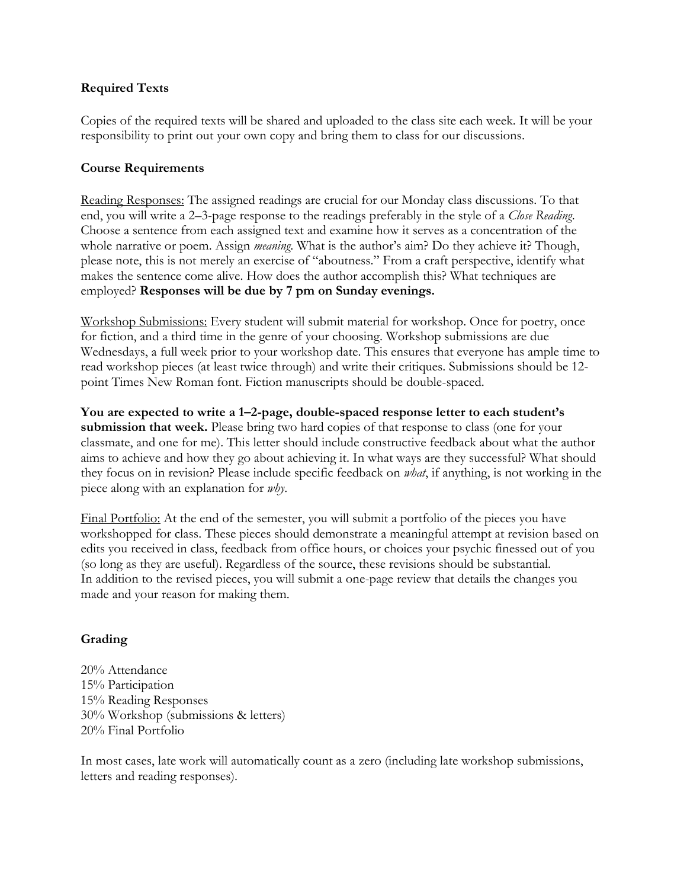### **Required Texts**

Copies of the required texts will be shared and uploaded to the class site each week. It will be your responsibility to print out your own copy and bring them to class for our discussions.

### **Course Requirements**

<u>Reading Responses:</u> The assigned readings are crucial for our Monday class discussions. To that end, you will write a 2–3-page response to the readings preferably in the style of a *Close Reading*. Choose a sentence from each assigned text and examine how it serves as a concentration of the whole narrative or poem. Assign *meaning*. What is the author's aim? Do they achieve it? Though, please note, this is not merely an exercise of "aboutness." From a craft perspective, identify what makes the sentence come alive. How does the author accomplish this? What techniques are employed? **Responses will be due by 7 pm on Sunday evenings.**

<u>Workshop Submissions:</u> Every student will submit material for workshop. Once for poetry, once for fiction, and a third time in the genre of your choosing. Workshop submissions are due Wednesdays, a full week prior to your workshop date. This ensures that everyone has ample time to read workshop pieces (at least twice through) and write their critiques. Submissions should be 12-point Times New Roman font. Fiction manuscripts should be double-spaced.

**You are expected to write a 1–2-page, double-spaced response letter to each student's submission that week.** Please bring two hard copies of that response to class (one for your classmate, and one for me). This letter should include constructive feedback about what the author aims to achieve and how they go about achieving it. In what ways are they successful? What should they focus on in revision? Please include specific feedback on *what*, if anything, is not working in the piece along with an explanation for *why*.

<u>Final Portfolio:</u> At the end of the semester, you will submit a portfolio of the pieces you have workshopped for class. These pieces should demonstrate a meaningful attempt at revision based on edits you received in class, feedback from office hours, or choices your psychic finessed out of you (so long as they are useful). Regardless of the source, these revisions should be substantial. In addition to the revised pieces, you will submit a one-page review that details the changes you made and your reason for making them.

### **Grading**

20% Attendance
15% Participation
15% Reading Responses
30% Workshop (submissions & letters)
20% Final Portfolio

In most cases, late work will automatically count as a zero (including late workshop submissions, letters and reading responses).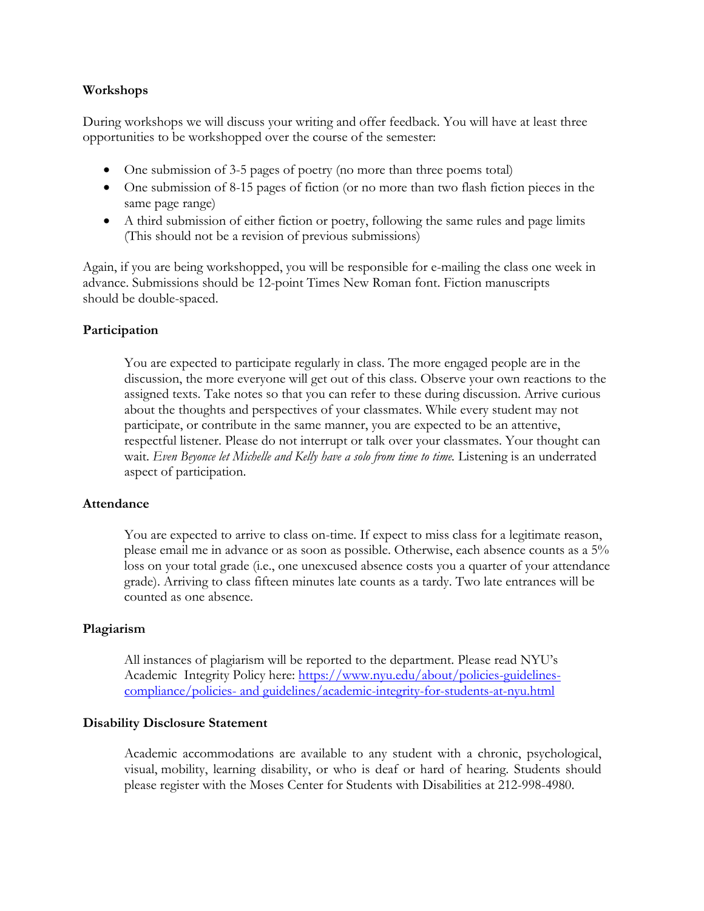## Workshops

During workshops we will discuss your writing and offer feedback. You will have at least three opportunities to be workshopped over the course of the semester:

- One submission of 3-5 pages of poetry (no more than three poems total)
- One submission of 8-15 pages of fiction (or no more than two flash fiction pieces in the same page range)
- A third submission of either fiction or poetry, following the same rules and page limits (This should not be a revision of previous submissions)

Again, if you are being workshopped, you will be responsible for e-mailing the class one week in advance. Submissions should be 12-point Times New Roman font. Fiction manuscripts should be double-spaced.

## Participation

You are expected to participate regularly in class. The more engaged people are in the discussion, the more everyone will get out of this class. Observe your own reactions to the assigned texts. Take notes so that you can refer to these during discussion. Arrive curious about the thoughts and perspectives of your classmates. While every student may not participate, or contribute in the same manner, you are expected to be an attentive, respectful listener. Please do not interrupt or talk over your classmates. Your thought can wait. *Even Beyonce let Michelle and Kelly have a solo from time to time.* Listening is an underrated aspect of participation.

## Attendance

You are expected to arrive to class on-time. If expect to miss class for a legitimate reason, please email me in advance or as soon as possible. Otherwise, each absence counts as a 5% loss on your total grade (i.e., one unexcused absence costs you a quarter of your attendance grade). Arriving to class fifteen minutes late counts as a tardy. Two late entrances will be counted as one absence.

## Plagiarism

All instances of plagiarism will be reported to the department. Please read NYU's Academic Integrity Policy here: [https://www.nyu.edu/about/policies-guidelines-compliance/policies- and guidelines/academic-integrity-for-students-at-nyu.html](https://www.nyu.edu/about/policies-guidelines-compliance/policies-and-guidelines/academic-integrity-for-students-at-nyu.html)

## Disability Disclosure Statement

Academic accommodations are available to any student with a chronic, psychological, visual, mobility, learning disability, or who is deaf or hard of hearing. Students should please register with the Moses Center for Students with Disabilities at 212-998-4980.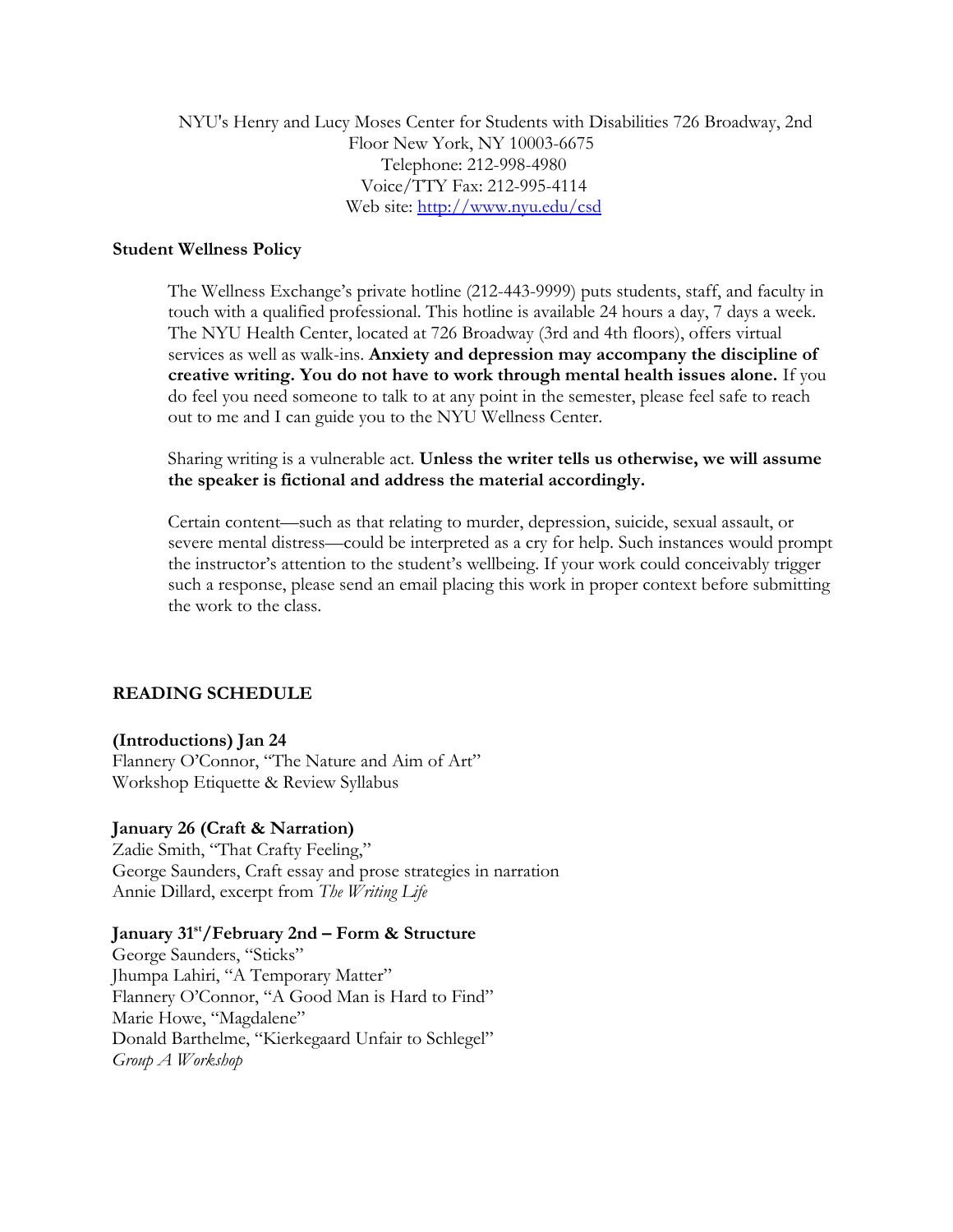NYU's Henry and Lucy Moses Center for Students with Disabilities 726 Broadway, 2nd Floor New York, NY 10003-6675
Telephone: 212-998-4980
Voice/TTY Fax: 212-995-4114
Web site: http://www.nyu.edu/csd

**Student Wellness Policy**

The Wellness Exchange's private hotline (212-443-9999) puts students, staff, and faculty in touch with a qualified professional. This hotline is available 24 hours a day, 7 days a week. The NYU Health Center, located at 726 Broadway (3rd and 4th floors), offers virtual services as well as walk-ins. **Anxiety and depression may accompany the discipline of creative writing. You do not have to work through mental health issues alone.** If you do feel you need someone to talk to at any point in the semester, please feel safe to reach out to me and I can guide you to the NYU Wellness Center.

Sharing writing is a vulnerable act. **Unless the writer tells us otherwise, we will assume the speaker is fictional and address the material accordingly.**

Certain content—such as that relating to murder, depression, suicide, sexual assault, or severe mental distress—could be interpreted as a cry for help. Such instances would prompt the instructor's attention to the student's wellbeing. If your work could conceivably trigger such a response, please send an email placing this work in proper context before submitting the work to the class.

## READING SCHEDULE

**(Introductions) Jan 24**
Flannery O'Connor, "The Nature and Aim of Art"
Workshop Etiquette & Review Syllabus

**January 26 (Craft & Narration)**
Zadie Smith, "That Crafty Feeling,"
George Saunders, Craft essay and prose strategies in narration
Annie Dillard, excerpt from *The Writing Life*

**January 31st/February 2nd – Form & Structure**
George Saunders, "Sticks"
Jhumpa Lahiri, "A Temporary Matter"
Flannery O'Connor, "A Good Man is Hard to Find"
Marie Howe, "Magdalene"
Donald Barthelme, "Kierkegaard Unfair to Schlegel"
*Group A Workshop*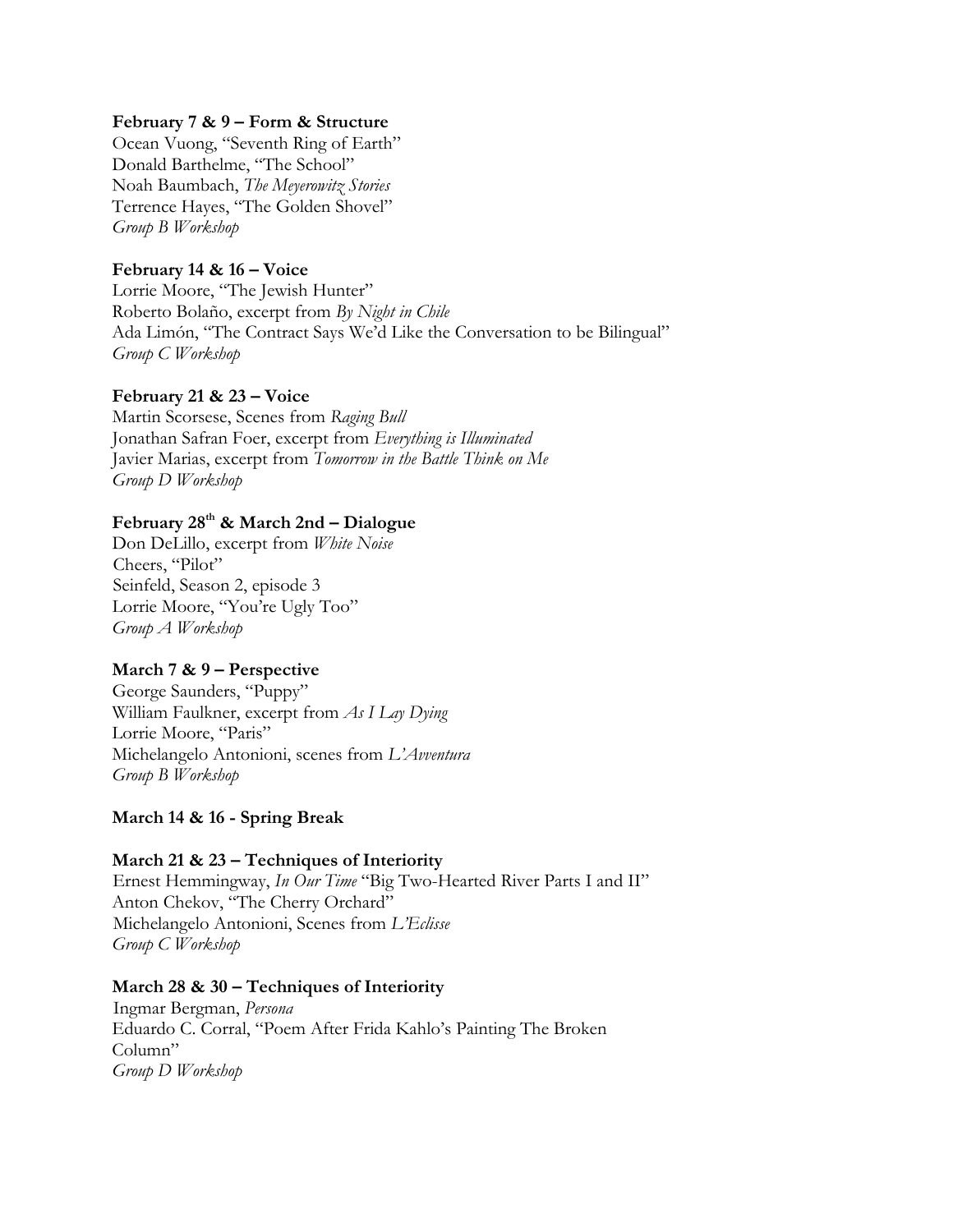**February 7 & 9 – Form & Structure**
Ocean Vuong, "Seventh Ring of Earth"
Donald Barthelme, "The School"
Noah Baumbach, *The Meyerowitz Stories*
Terrence Hayes, "The Golden Shovel"
*Group B Workshop*

**February 14 & 16 – Voice**
Lorrie Moore, "The Jewish Hunter"
Roberto Bolaño, excerpt from *By Night in Chile*
Ada Limón, "The Contract Says We'd Like the Conversation to be Bilingual"
*Group C Workshop*

**February 21 & 23 – Voice**
Martin Scorsese, Scenes from *Raging Bull*
Jonathan Safran Foer, excerpt from *Everything is Illuminated*
Javier Marias, excerpt from *Tomorrow in the Battle Think on Me*
*Group D Workshop*

**February 28th & March 2nd – Dialogue**
Don DeLillo, excerpt from *White Noise*
Cheers, "Pilot"
Seinfeld, Season 2, episode 3
Lorrie Moore, "You're Ugly Too"
*Group A Workshop*

**March 7 & 9 – Perspective**
George Saunders, "Puppy"
William Faulkner, excerpt from *As I Lay Dying*
Lorrie Moore, "Paris"
Michelangelo Antonioni, scenes from *L'Avventura*
*Group B Workshop*

**March 14 & 16 - Spring Break**

**March 21 & 23 – Techniques of Interiority**
Ernest Hemmingway, *In Our Time* "Big Two-Hearted River Parts I and II"
Anton Chekov, "The Cherry Orchard"
Michelangelo Antonioni, Scenes from *L'Eclisse*
*Group C Workshop*

**March 28 & 30 – Techniques of Interiority**
Ingmar Bergman, *Persona*
Eduardo C. Corral, "Poem After Frida Kahlo's Painting The Broken Column"
*Group D Workshop*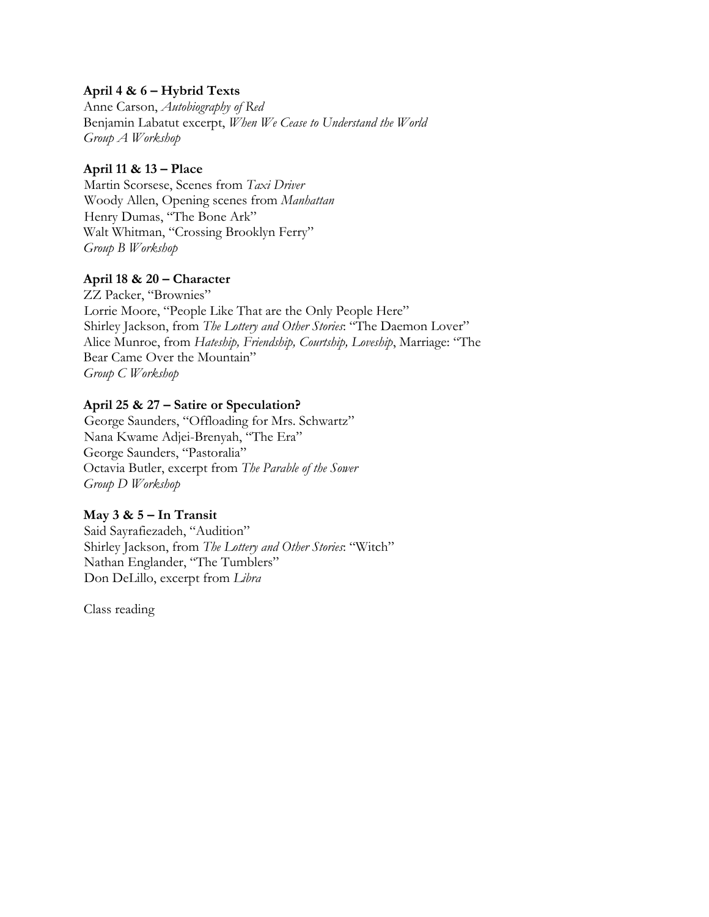**April 4 & 6 – Hybrid Texts**
Anne Carson, *Autobiography of Red*
Benjamin Labatut excerpt, *When We Cease to Understand the World*
*Group A Workshop*

**April 11 & 13 – Place**
Martin Scorsese, Scenes from *Taxi Driver*
Woody Allen, Opening scenes from *Manhattan*
Henry Dumas, "The Bone Ark"
Walt Whitman, "Crossing Brooklyn Ferry"
*Group B Workshop*

**April 18 & 20 – Character**
ZZ Packer, "Brownies"
Lorrie Moore, "People Like That are the Only People Here"
Shirley Jackson, from *The Lottery and Other Stories*: "The Daemon Lover"
Alice Munroe, from *Hateship, Friendship, Courtship, Loveship*, Marriage: "The Bear Came Over the Mountain"
*Group C Workshop*

**April 25 & 27 – Satire or Speculation?**
George Saunders, "Offloading for Mrs. Schwartz"
Nana Kwame Adjei-Brenyah, "The Era"
George Saunders, "Pastoralia"
Octavia Butler, excerpt from *The Parable of the Sower*
*Group D Workshop*

**May 3 & 5 – In Transit**
Said Sayrafiezadeh, "Audition"
Shirley Jackson, from *The Lottery and Other Stories*: "Witch"
Nathan Englander, "The Tumblers"
Don DeLillo, excerpt from *Libra*

Class reading